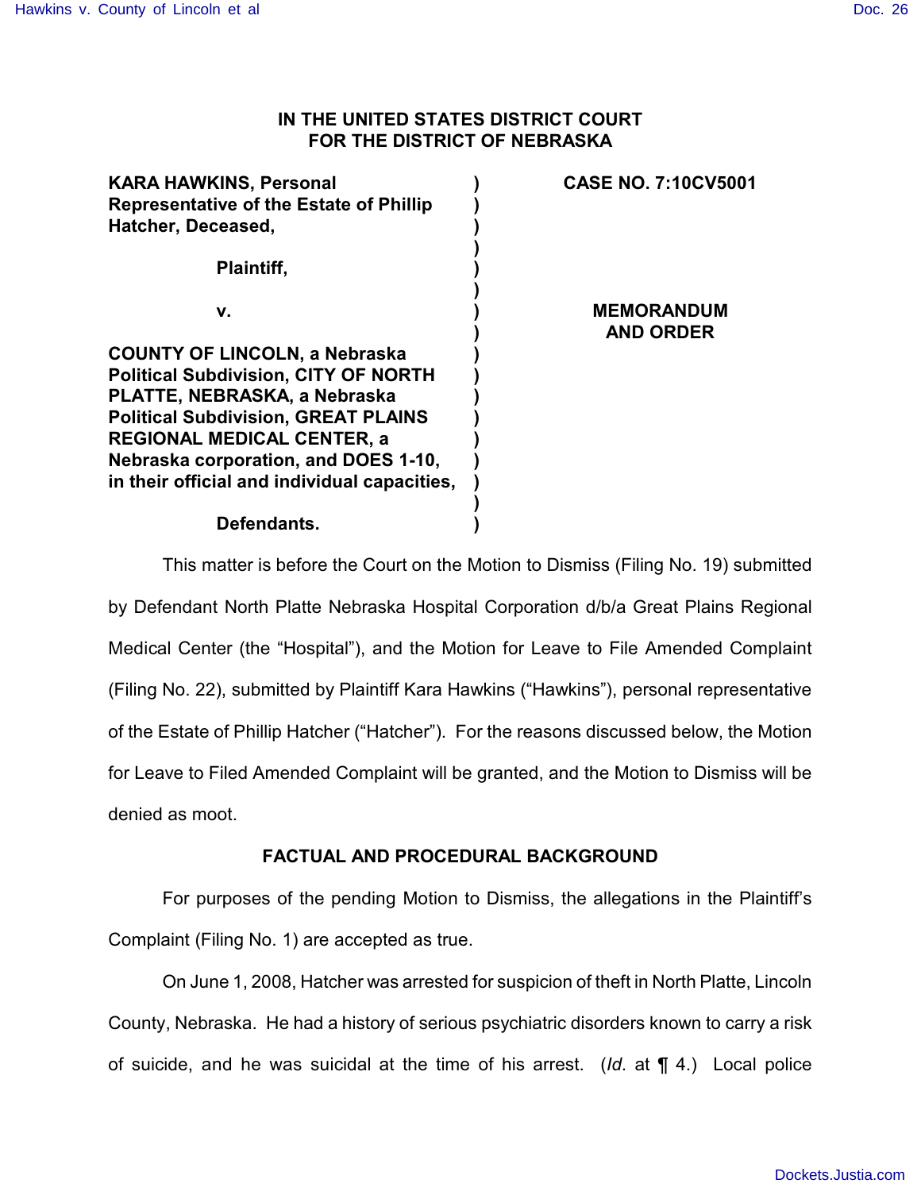**IN THE UNITED STATES DISTRICT COURT**
**FOR THE DISTRICT OF NEBRASKA**

| | | |
|---|---|---|
| **KARA HAWKINS, Personal Representative of the Estate of Phillip Hatcher, Deceased,** | ) | **CASE NO. 7:10CV5001** |
| **Plaintiff,** | ) | |
| **v.** | ) | **MEMORANDUM AND ORDER** |
| **COUNTY OF LINCOLN, a Nebraska Political Subdivision, CITY OF NORTH PLATTE, NEBRASKA, a Nebraska Political Subdivision, GREAT PLAINS REGIONAL MEDICAL CENTER, a Nebraska corporation, and DOES 1-10, in their official and individual capacities,** | ) | |
| **Defendants.** | ) | |

This matter is before the Court on the Motion to Dismiss (Filing No. 19) submitted by Defendant North Platte Nebraska Hospital Corporation d/b/a Great Plains Regional Medical Center (the "Hospital"), and the Motion for Leave to File Amended Complaint (Filing No. 22), submitted by Plaintiff Kara Hawkins ("Hawkins"), personal representative of the Estate of Phillip Hatcher ("Hatcher"). For the reasons discussed below, the Motion for Leave to Filed Amended Complaint will be granted, and the Motion to Dismiss will be denied as moot.

**FACTUAL AND PROCEDURAL BACKGROUND**

For purposes of the pending Motion to Dismiss, the allegations in the Plaintiff's Complaint (Filing No. 1) are accepted as true.

On June 1, 2008, Hatcher was arrested for suspicion of theft in North Platte, Lincoln County, Nebraska. He had a history of serious psychiatric disorders known to carry a risk of suicide, and he was suicidal at the time of his arrest. (*Id*. at ¶ 4.) Local police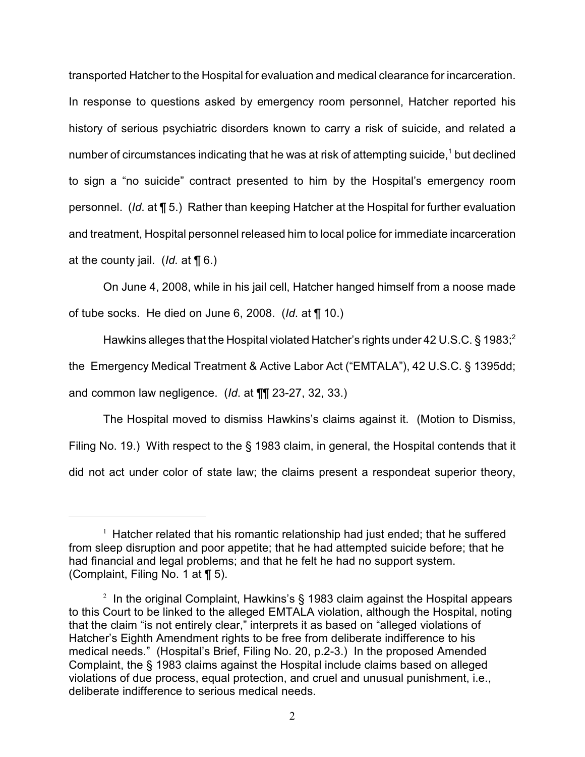transported Hatcher to the Hospital for evaluation and medical clearance for incarceration. In response to questions asked by emergency room personnel, Hatcher reported his history of serious psychiatric disorders known to carry a risk of suicide, and related a number of circumstances indicating that he was at risk of attempting suicide,[1] but declined to sign a "no suicide" contract presented to him by the Hospital's emergency room personnel. (*Id*. at ¶ 5.) Rather than keeping Hatcher at the Hospital for further evaluation and treatment, Hospital personnel released him to local police for immediate incarceration at the county jail. (*Id.* at ¶ 6.)

On June 4, 2008, while in his jail cell, Hatcher hanged himself from a noose made of tube socks. He died on June 6, 2008. (*Id*. at ¶ 10.)

Hawkins alleges that the Hospital violated Hatcher's rights under 42 U.S.C. § 1983;[2] the Emergency Medical Treatment & Active Labor Act ("EMTALA"), 42 U.S.C. § 1395dd; and common law negligence. (*Id*. at ¶¶ 23-27, 32, 33.)

The Hospital moved to dismiss Hawkins's claims against it. (Motion to Dismiss, Filing No. 19.) With respect to the § 1983 claim, in general, the Hospital contends that it did not act under color of state law; the claims present a respondeat superior theory,

---

[1] Hatcher related that his romantic relationship had just ended; that he suffered from sleep disruption and poor appetite; that he had attempted suicide before; that he had financial and legal problems; and that he felt he had no support system. (Complaint, Filing No. 1 at ¶ 5).

[2] In the original Complaint, Hawkins's § 1983 claim against the Hospital appears to this Court to be linked to the alleged EMTALA violation, although the Hospital, noting that the claim "is not entirely clear," interprets it as based on "alleged violations of Hatcher's Eighth Amendment rights to be free from deliberate indifference to his medical needs." (Hospital's Brief, Filing No. 20, p.2-3.) In the proposed Amended Complaint, the § 1983 claims against the Hospital include claims based on alleged violations of due process, equal protection, and cruel and unusual punishment, i.e., deliberate indifference to serious medical needs.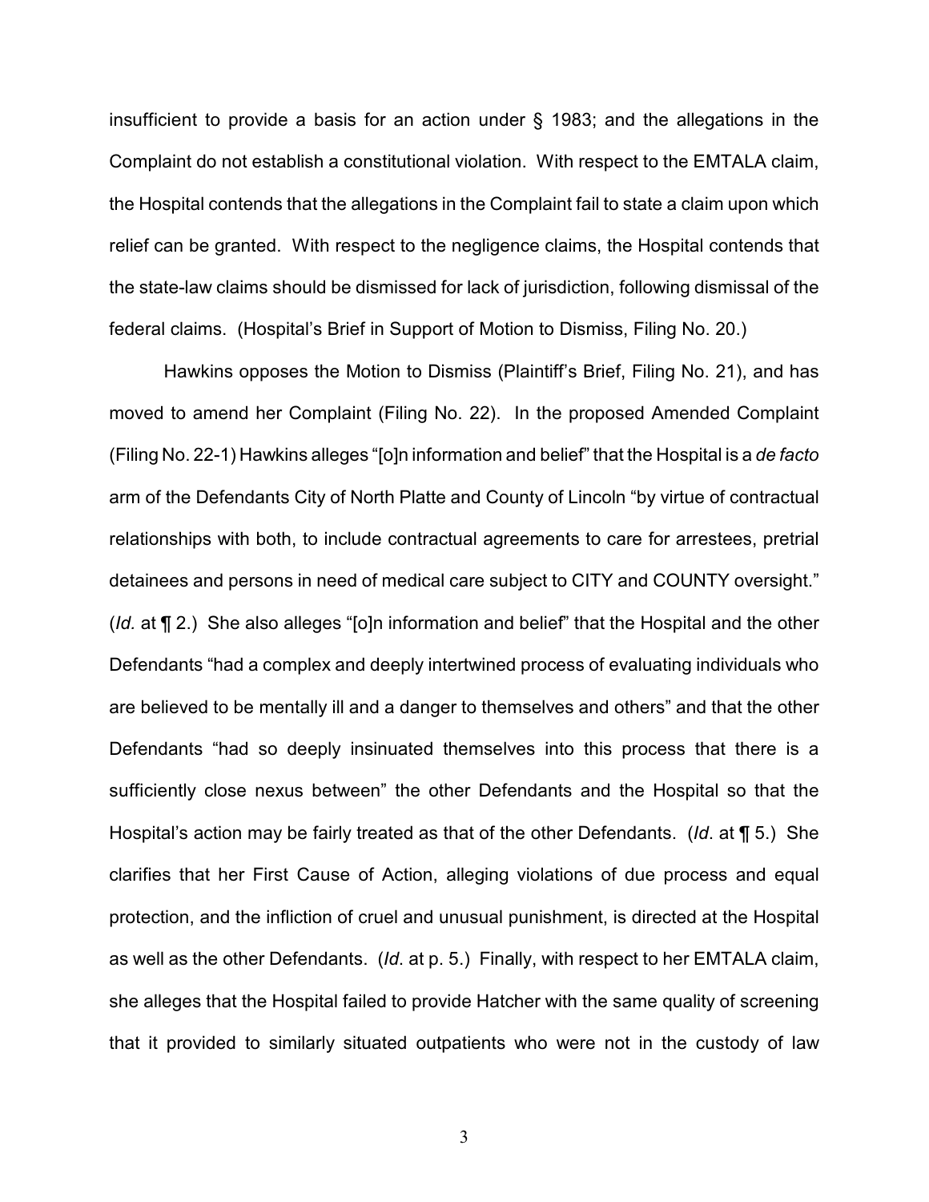insufficient to provide a basis for an action under § 1983; and the allegations in the Complaint do not establish a constitutional violation. With respect to the EMTALA claim, the Hospital contends that the allegations in the Complaint fail to state a claim upon which relief can be granted. With respect to the negligence claims, the Hospital contends that the state-law claims should be dismissed for lack of jurisdiction, following dismissal of the federal claims. (Hospital's Brief in Support of Motion to Dismiss, Filing No. 20.)

Hawkins opposes the Motion to Dismiss (Plaintiff's Brief, Filing No. 21), and has moved to amend her Complaint (Filing No. 22). In the proposed Amended Complaint (Filing No. 22-1) Hawkins alleges "[o]n information and belief" that the Hospital is a *de facto* arm of the Defendants City of North Platte and County of Lincoln "by virtue of contractual relationships with both, to include contractual agreements to care for arrestees, pretrial detainees and persons in need of medical care subject to CITY and COUNTY oversight." (*Id.* at ¶ 2.) She also alleges "[o]n information and belief" that the Hospital and the other Defendants "had a complex and deeply intertwined process of evaluating individuals who are believed to be mentally ill and a danger to themselves and others" and that the other Defendants "had so deeply insinuated themselves into this process that there is a sufficiently close nexus between" the other Defendants and the Hospital so that the Hospital's action may be fairly treated as that of the other Defendants. (*Id*. at ¶ 5.) She clarifies that her First Cause of Action, alleging violations of due process and equal protection, and the infliction of cruel and unusual punishment, is directed at the Hospital as well as the other Defendants. (*Id*. at p. 5.) Finally, with respect to her EMTALA claim, she alleges that the Hospital failed to provide Hatcher with the same quality of screening that it provided to similarly situated outpatients who were not in the custody of law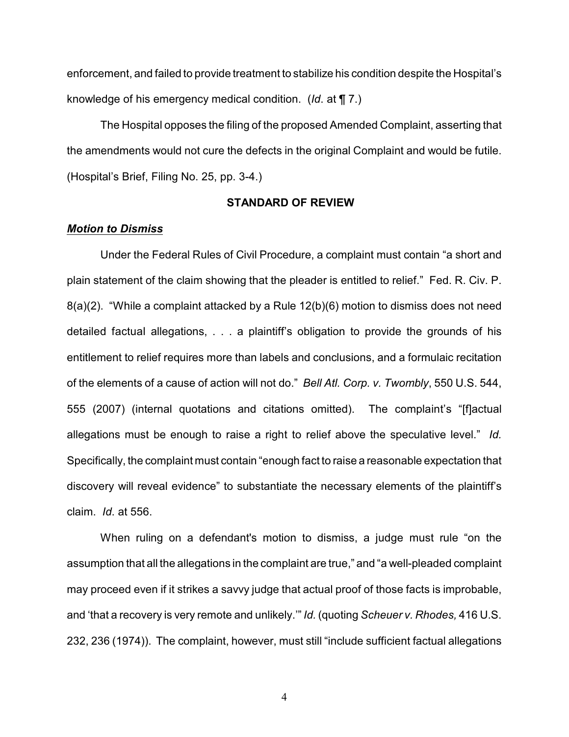enforcement, and failed to provide treatment to stabilize his condition despite the Hospital's knowledge of his emergency medical condition. (*Id*. at ¶ 7.)

The Hospital opposes the filing of the proposed Amended Complaint, asserting that the amendments would not cure the defects in the original Complaint and would be futile. (Hospital's Brief, Filing No. 25, pp. 3-4.)

## STANDARD OF REVIEW

### ***Motion to Dismiss***

Under the Federal Rules of Civil Procedure, a complaint must contain "a short and plain statement of the claim showing that the pleader is entitled to relief." Fed. R. Civ. P. 8(a)(2). "While a complaint attacked by a Rule 12(b)(6) motion to dismiss does not need detailed factual allegations, . . . a plaintiff's obligation to provide the grounds of his entitlement to relief requires more than labels and conclusions, and a formulaic recitation of the elements of a cause of action will not do." *Bell Atl. Corp. v. Twombly*, 550 U.S. 544, 555 (2007) (internal quotations and citations omitted). The complaint's "[f]actual allegations must be enough to raise a right to relief above the speculative level." *Id.* Specifically, the complaint must contain "enough fact to raise a reasonable expectation that discovery will reveal evidence" to substantiate the necessary elements of the plaintiff's claim. *Id*. at 556.

When ruling on a defendant's motion to dismiss, a judge must rule "on the assumption that all the allegations in the complaint are true," and "a well-pleaded complaint may proceed even if it strikes a savvy judge that actual proof of those facts is improbable, and 'that a recovery is very remote and unlikely.'" *Id.* (quoting *Scheuer v. Rhodes,* 416 U.S. 232, 236 (1974)). The complaint, however, must still "include sufficient factual allegations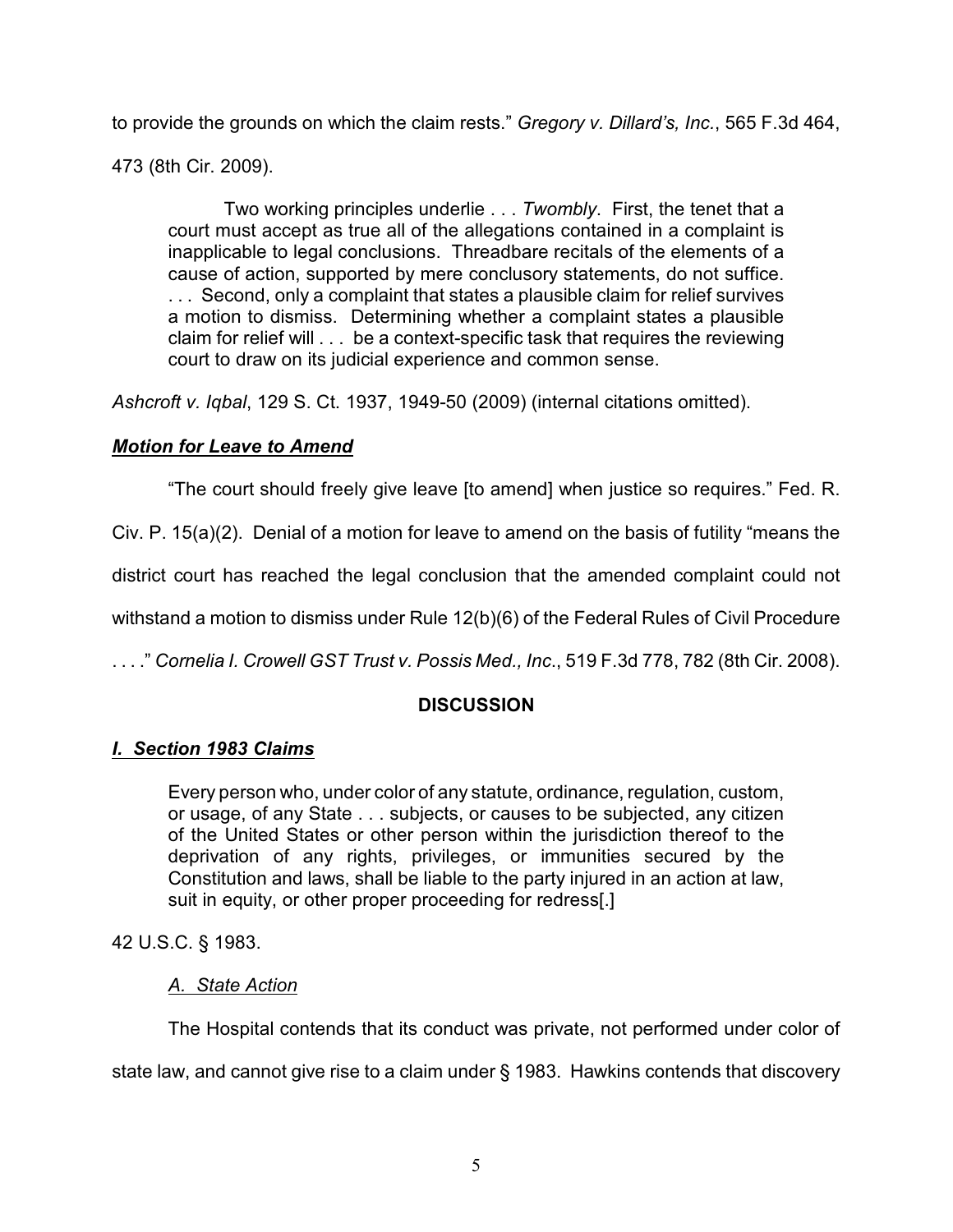to provide the grounds on which the claim rests." *Gregory v. Dillard's, Inc.*, 565 F.3d 464, 473 (8th Cir. 2009).

> Two working principles underlie . . . *Twombly*. First, the tenet that a court must accept as true all of the allegations contained in a complaint is inapplicable to legal conclusions. Threadbare recitals of the elements of a cause of action, supported by mere conclusory statements, do not suffice. . . . Second, only a complaint that states a plausible claim for relief survives a motion to dismiss. Determining whether a complaint states a plausible claim for relief will . . . be a context-specific task that requires the reviewing court to draw on its judicial experience and common sense.

*Ashcroft v. Iqbal*, 129 S. Ct. 1937, 1949-50 (2009) (internal citations omitted).

***Motion for Leave to Amend***

"The court should freely give leave [to amend] when justice so requires." Fed. R. Civ. P. 15(a)(2). Denial of a motion for leave to amend on the basis of futility "means the district court has reached the legal conclusion that the amended complaint could not withstand a motion to dismiss under Rule 12(b)(6) of the Federal Rules of Civil Procedure . . . ." *Cornelia I. Crowell GST Trust v. Possis Med., Inc.*, 519 F.3d 778, 782 (8th Cir. 2008).

## DISCUSSION

***I. Section 1983 Claims***

> Every person who, under color of any statute, ordinance, regulation, custom, or usage, of any State . . . subjects, or causes to be subjected, any citizen of the United States or other person within the jurisdiction thereof to the deprivation of any rights, privileges, or immunities secured by the Constitution and laws, shall be liable to the party injured in an action at law, suit in equity, or other proper proceeding for redress[.]

42 U.S.C. § 1983.

*A. State Action*

The Hospital contends that its conduct was private, not performed under color of state law, and cannot give rise to a claim under § 1983. Hawkins contends that discovery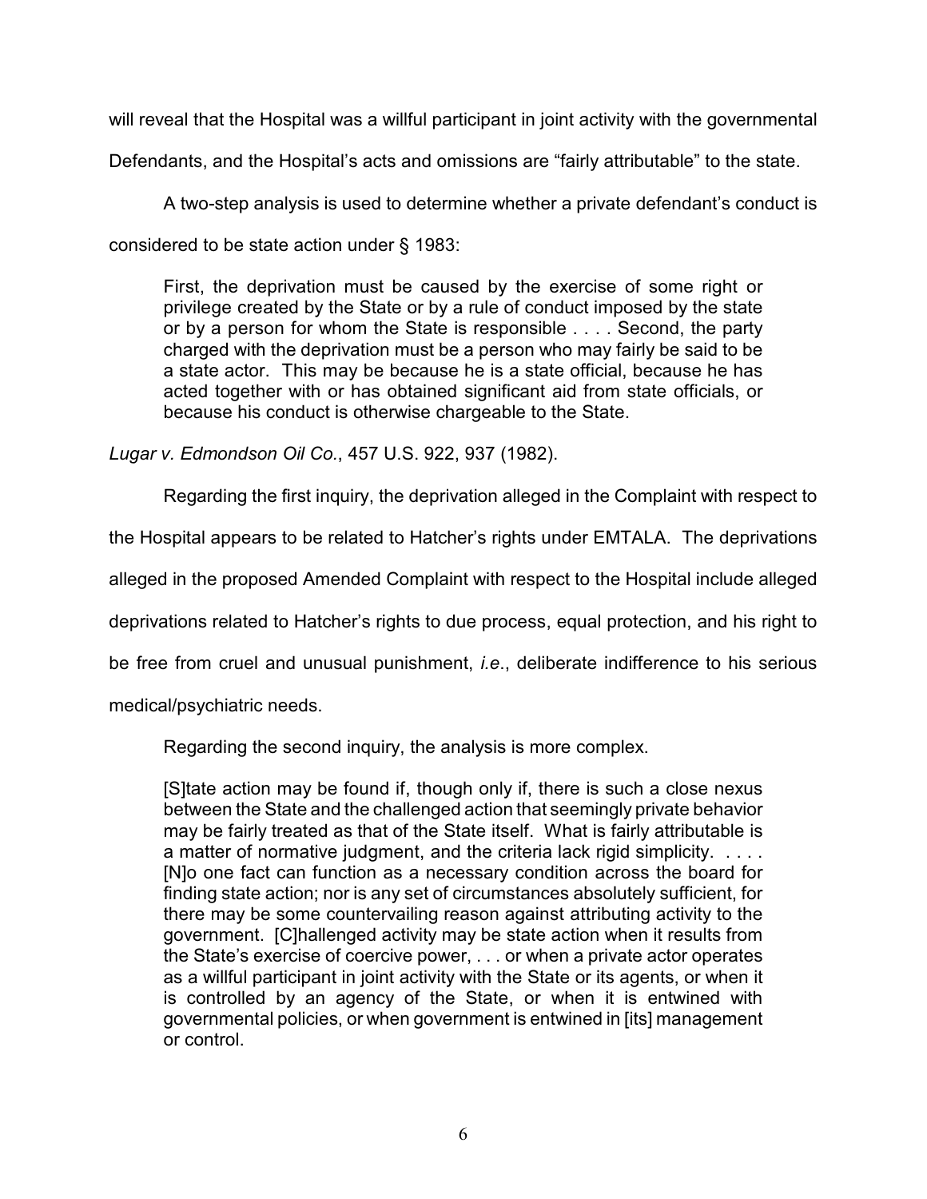will reveal that the Hospital was a willful participant in joint activity with the governmental Defendants, and the Hospital's acts and omissions are "fairly attributable" to the state.

A two-step analysis is used to determine whether a private defendant's conduct is considered to be state action under § 1983:

> First, the deprivation must be caused by the exercise of some right or privilege created by the State or by a rule of conduct imposed by the state or by a person for whom the State is responsible . . . . Second, the party charged with the deprivation must be a person who may fairly be said to be a state actor. This may be because he is a state official, because he has acted together with or has obtained significant aid from state officials, or because his conduct is otherwise chargeable to the State.

*Lugar v. Edmondson Oil Co.*, 457 U.S. 922, 937 (1982).

Regarding the first inquiry, the deprivation alleged in the Complaint with respect to the Hospital appears to be related to Hatcher's rights under EMTALA. The deprivations alleged in the proposed Amended Complaint with respect to the Hospital include alleged deprivations related to Hatcher's rights to due process, equal protection, and his right to be free from cruel and unusual punishment, *i.e.*, deliberate indifference to his serious medical/psychiatric needs.

Regarding the second inquiry, the analysis is more complex.

> [S]tate action may be found if, though only if, there is such a close nexus between the State and the challenged action that seemingly private behavior may be fairly treated as that of the State itself. What is fairly attributable is a matter of normative judgment, and the criteria lack rigid simplicity. . . . . [N]o one fact can function as a necessary condition across the board for finding state action; nor is any set of circumstances absolutely sufficient, for there may be some countervailing reason against attributing activity to the government. [C]hallenged activity may be state action when it results from the State's exercise of coercive power, . . . or when a private actor operates as a willful participant in joint activity with the State or its agents, or when it is controlled by an agency of the State, or when it is entwined with governmental policies, or when government is entwined in [its] management or control.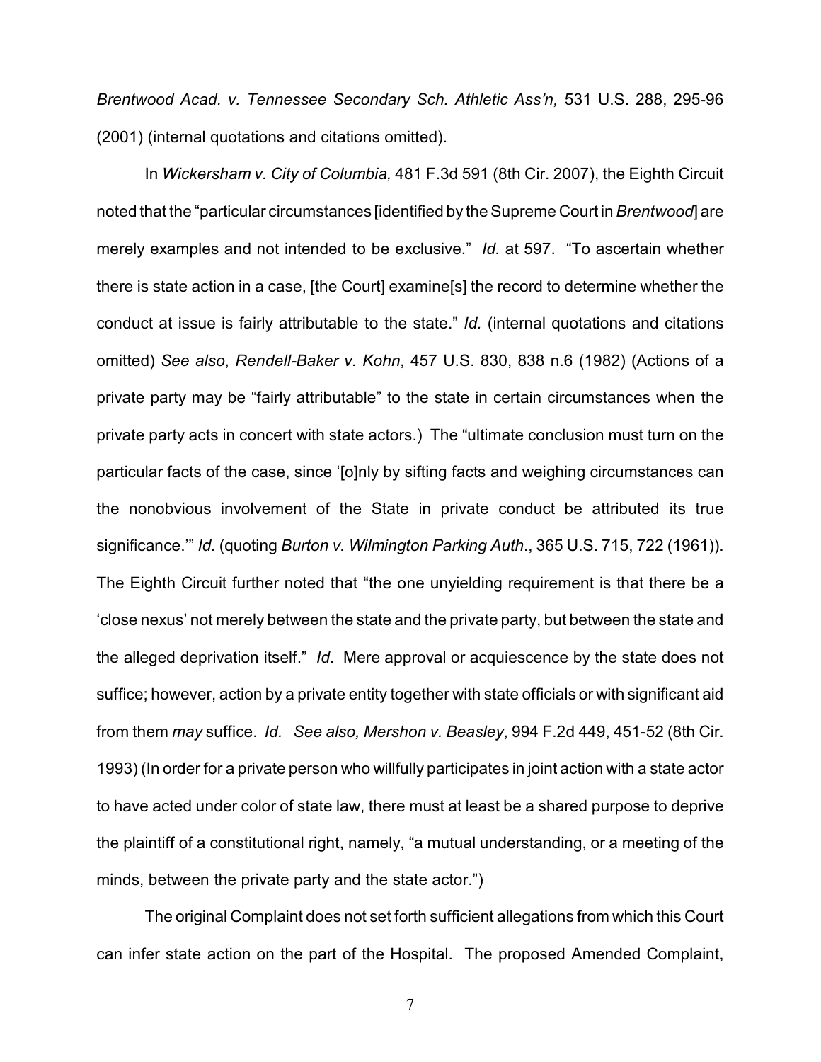*Brentwood Acad. v. Tennessee Secondary Sch. Athletic Ass'n,* 531 U.S. 288, 295-96 (2001) (internal quotations and citations omitted).

In *Wickersham v. City of Columbia,* 481 F.3d 591 (8th Cir. 2007), the Eighth Circuit noted that the "particular circumstances [identified by the Supreme Court in *Brentwood*] are merely examples and not intended to be exclusive." *Id.* at 597. "To ascertain whether there is state action in a case, [the Court] examine[s] the record to determine whether the conduct at issue is fairly attributable to the state." *Id.* (internal quotations and citations omitted) *See also*, *Rendell-Baker v. Kohn*, 457 U.S. 830, 838 n.6 (1982) (Actions of a private party may be "fairly attributable" to the state in certain circumstances when the private party acts in concert with state actors.) The "ultimate conclusion must turn on the particular facts of the case, since '[o]nly by sifting facts and weighing circumstances can the nonobvious involvement of the State in private conduct be attributed its true significance.'" *Id*. (quoting *Burton v. Wilmington Parking Auth*., 365 U.S. 715, 722 (1961)). The Eighth Circuit further noted that "the one unyielding requirement is that there be a 'close nexus' not merely between the state and the private party, but between the state and the alleged deprivation itself." *Id*. Mere approval or acquiescence by the state does not suffice; however, action by a private entity together with state officials or with significant aid from them *may* suffice. *Id*. *See also, Mershon v. Beasley*, 994 F.2d 449, 451-52 (8th Cir. 1993) (In order for a private person who willfully participates in joint action with a state actor to have acted under color of state law, there must at least be a shared purpose to deprive the plaintiff of a constitutional right, namely, "a mutual understanding, or a meeting of the minds, between the private party and the state actor.")

The original Complaint does not set forth sufficient allegations from which this Court can infer state action on the part of the Hospital. The proposed Amended Complaint,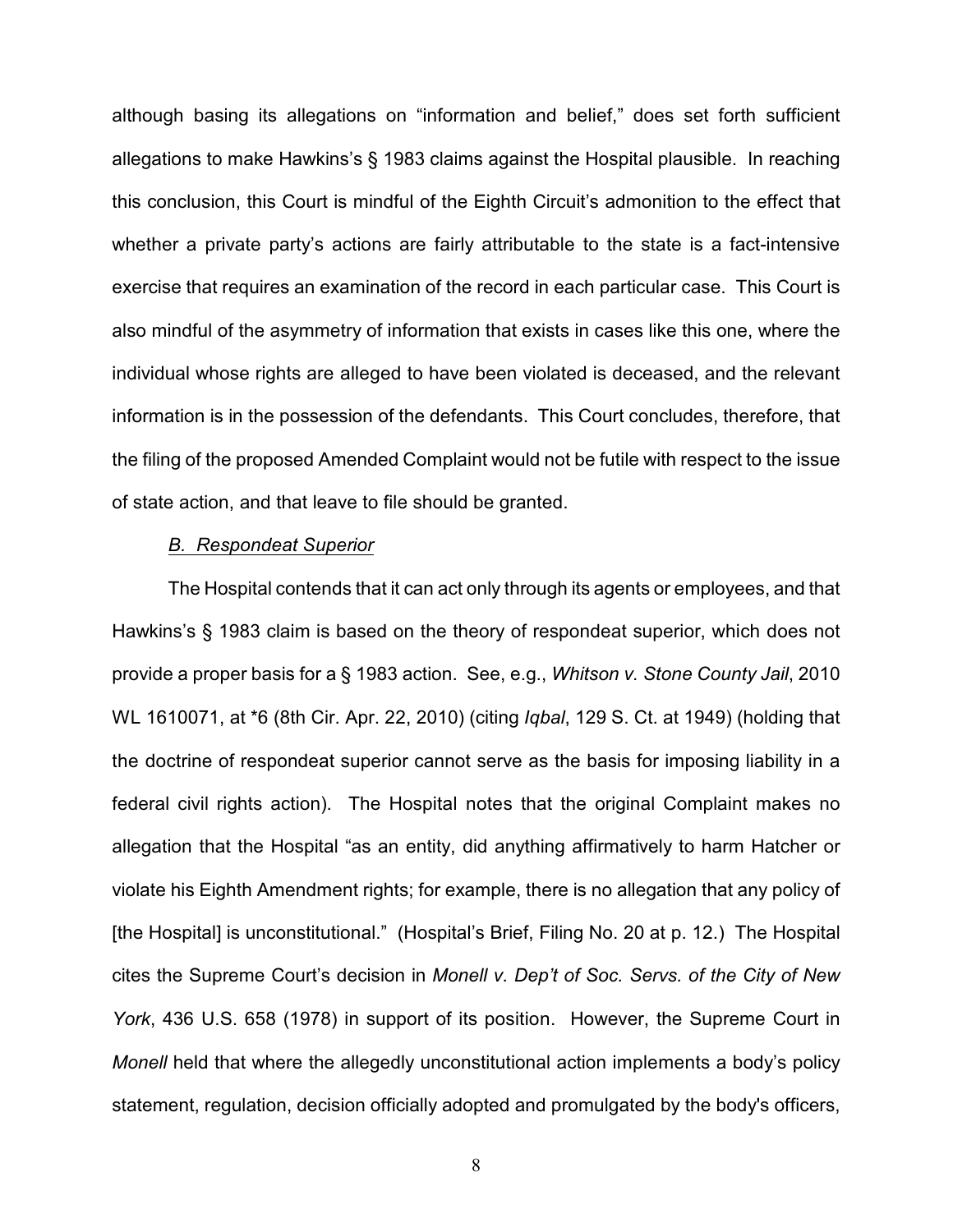although basing its allegations on "information and belief," does set forth sufficient allegations to make Hawkins's § 1983 claims against the Hospital plausible. In reaching this conclusion, this Court is mindful of the Eighth Circuit's admonition to the effect that whether a private party's actions are fairly attributable to the state is a fact-intensive exercise that requires an examination of the record in each particular case. This Court is also mindful of the asymmetry of information that exists in cases like this one, where the individual whose rights are alleged to have been violated is deceased, and the relevant information is in the possession of the defendants. This Court concludes, therefore, that the filing of the proposed Amended Complaint would not be futile with respect to the issue of state action, and that leave to file should be granted.

*B. Respondeat Superior*

The Hospital contends that it can act only through its agents or employees, and that Hawkins's § 1983 claim is based on the theory of respondeat superior, which does not provide a proper basis for a § 1983 action. See, e.g., *Whitson v. Stone County Jail*, 2010 WL 1610071, at *6 (8th Cir. Apr. 22, 2010) (citing *Iqbal*, 129 S. Ct. at 1949) (holding that the doctrine of respondeat superior cannot serve as the basis for imposing liability in a federal civil rights action). The Hospital notes that the original Complaint makes no allegation that the Hospital "as an entity, did anything affirmatively to harm Hatcher or violate his Eighth Amendment rights; for example, there is no allegation that any policy of [the Hospital] is unconstitutional." (Hospital's Brief, Filing No. 20 at p. 12.) The Hospital cites the Supreme Court's decision in *Monell v. Dep't of Soc. Servs. of the City of New York*, 436 U.S. 658 (1978) in support of its position. However, the Supreme Court in *Monell* held that where the allegedly unconstitutional action implements a body's policy statement, regulation, decision officially adopted and promulgated by the body's officers,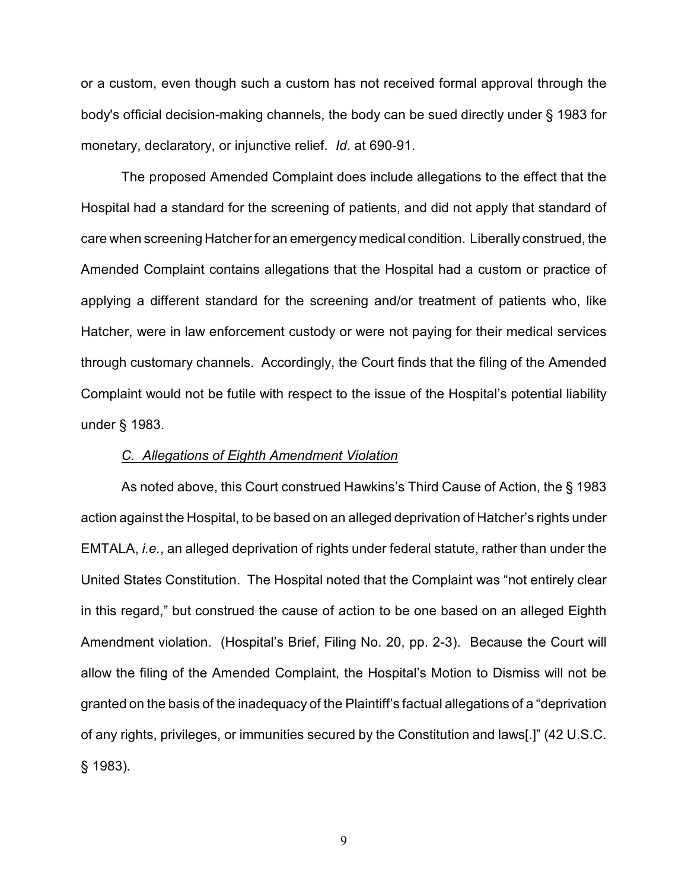or a custom, even though such a custom has not received formal approval through the body's official decision-making channels, the body can be sued directly under § 1983 for monetary, declaratory, or injunctive relief. *Id*. at 690-91.

The proposed Amended Complaint does include allegations to the effect that the Hospital had a standard for the screening of patients, and did not apply that standard of care when screening Hatcher for an emergency medical condition. Liberally construed, the Amended Complaint contains allegations that the Hospital had a custom or practice of applying a different standard for the screening and/or treatment of patients who, like Hatcher, were in law enforcement custody or were not paying for their medical services through customary channels. Accordingly, the Court finds that the filing of the Amended Complaint would not be futile with respect to the issue of the Hospital's potential liability under § 1983.

### *C. Allegations of Eighth Amendment Violation*

As noted above, this Court construed Hawkins's Third Cause of Action, the § 1983 action against the Hospital, to be based on an alleged deprivation of Hatcher's rights under EMTALA, *i.e.*, an alleged deprivation of rights under federal statute, rather than under the United States Constitution. The Hospital noted that the Complaint was "not entirely clear in this regard," but construed the cause of action to be one based on an alleged Eighth Amendment violation. (Hospital's Brief, Filing No. 20, pp. 2-3). Because the Court will allow the filing of the Amended Complaint, the Hospital's Motion to Dismiss will not be granted on the basis of the inadequacy of the Plaintiff's factual allegations of a "deprivation of any rights, privileges, or immunities secured by the Constitution and laws[.]" (42 U.S.C. § 1983).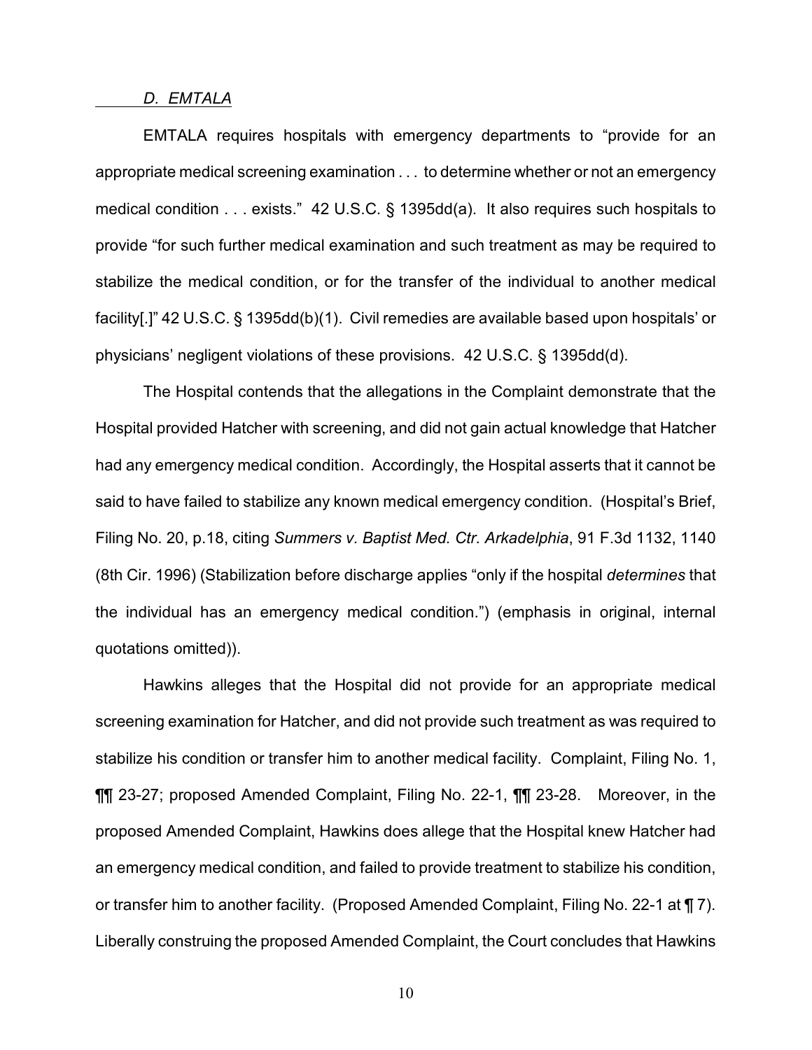*D. EMTALA*

EMTALA requires hospitals with emergency departments to "provide for an appropriate medical screening examination . . . to determine whether or not an emergency medical condition . . . exists." 42 U.S.C. § 1395dd(a). It also requires such hospitals to provide "for such further medical examination and such treatment as may be required to stabilize the medical condition, or for the transfer of the individual to another medical facility[.]" 42 U.S.C. § 1395dd(b)(1). Civil remedies are available based upon hospitals' or physicians' negligent violations of these provisions. 42 U.S.C. § 1395dd(d).

The Hospital contends that the allegations in the Complaint demonstrate that the Hospital provided Hatcher with screening, and did not gain actual knowledge that Hatcher had any emergency medical condition. Accordingly, the Hospital asserts that it cannot be said to have failed to stabilize any known medical emergency condition. (Hospital's Brief, Filing No. 20, p.18, citing *Summers v. Baptist Med. Ctr. Arkadelphia*, 91 F.3d 1132, 1140 (8th Cir. 1996) (Stabilization before discharge applies "only if the hospital *determines* that the individual has an emergency medical condition.") (emphasis in original, internal quotations omitted)).

Hawkins alleges that the Hospital did not provide for an appropriate medical screening examination for Hatcher, and did not provide such treatment as was required to stabilize his condition or transfer him to another medical facility. Complaint, Filing No. 1, ¶¶ 23-27; proposed Amended Complaint, Filing No. 22-1, ¶¶ 23-28. Moreover, in the proposed Amended Complaint, Hawkins does allege that the Hospital knew Hatcher had an emergency medical condition, and failed to provide treatment to stabilize his condition, or transfer him to another facility. (Proposed Amended Complaint, Filing No. 22-1 at ¶ 7). Liberally construing the proposed Amended Complaint, the Court concludes that Hawkins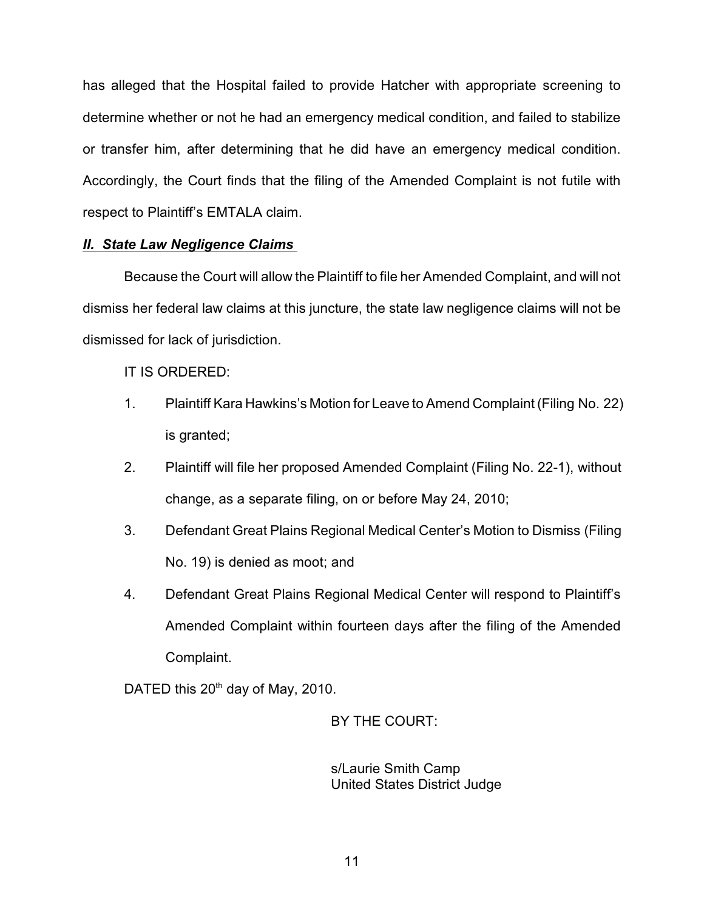has alleged that the Hospital failed to provide Hatcher with appropriate screening to determine whether or not he had an emergency medical condition, and failed to stabilize or transfer him, after determining that he did have an emergency medical condition. Accordingly, the Court finds that the filing of the Amended Complaint is not futile with respect to Plaintiff's EMTALA claim.

***II. State Law Negligence Claims***

Because the Court will allow the Plaintiff to file her Amended Complaint, and will not dismiss her federal law claims at this juncture, the state law negligence claims will not be dismissed for lack of jurisdiction.

IT IS ORDERED:

1. Plaintiff Kara Hawkins's Motion for Leave to Amend Complaint (Filing No. 22) is granted;
2. Plaintiff will file her proposed Amended Complaint (Filing No. 22-1), without change, as a separate filing, on or before May 24, 2010;
3. Defendant Great Plains Regional Medical Center's Motion to Dismiss (Filing No. 19) is denied as moot; and
4. Defendant Great Plains Regional Medical Center will respond to Plaintiff's Amended Complaint within fourteen days after the filing of the Amended Complaint.

DATED this 20th day of May, 2010.

BY THE COURT:

s/Laurie Smith Camp
United States District Judge